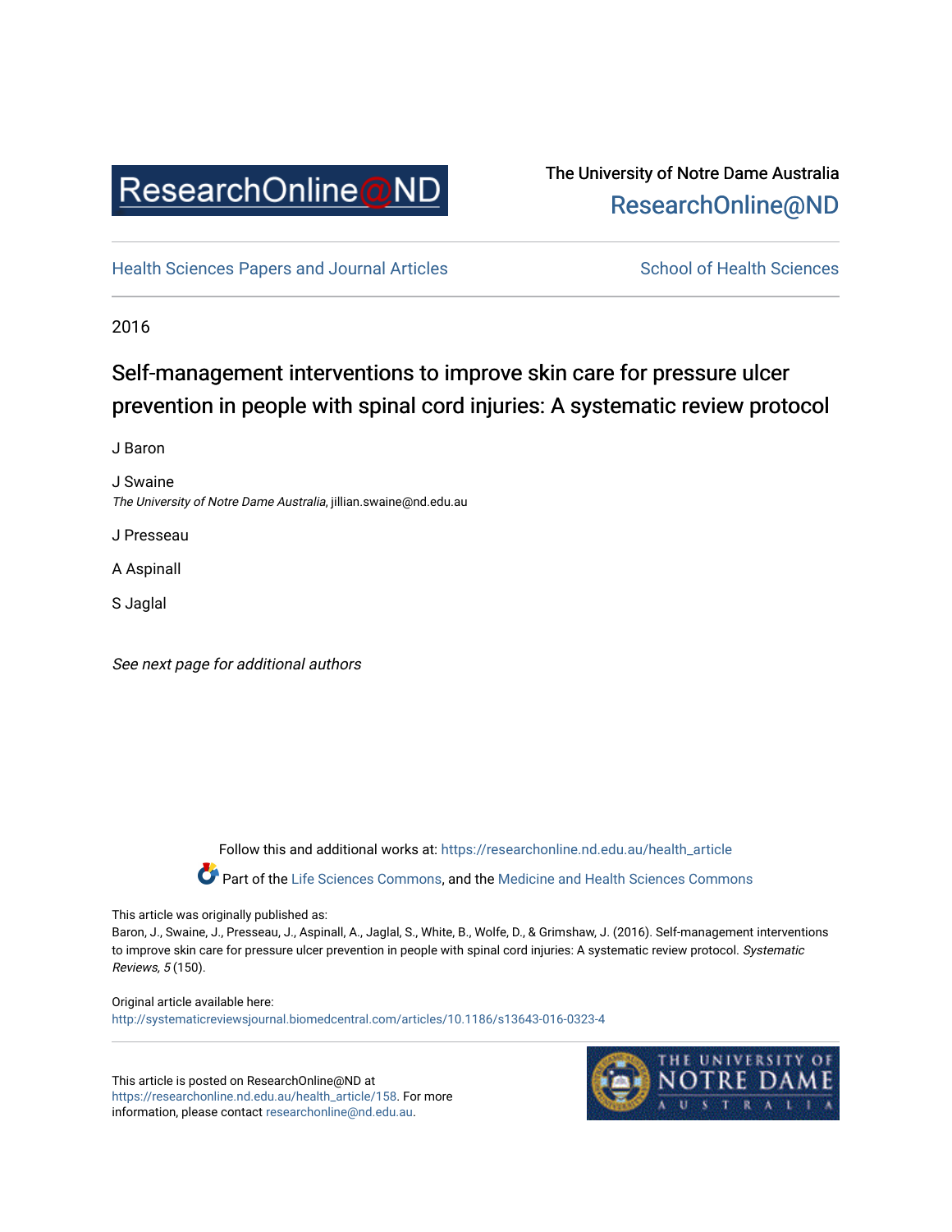ResearchOnline@ND

The University of Notre Dame Australia
ResearchOnline@ND

Health Sciences Papers and Journal Articles | School of Health Sciences

2016

# Self-management interventions to improve skin care for pressure ulcer prevention in people with spinal cord injuries: A systematic review protocol

J Baron

J Swaine
*The University of Notre Dame Australia*, jillian.swaine@nd.edu.au

J Presseau

A Aspinall

S Jaglal

*See next page for additional authors*

Follow this and additional works at: https://researchonline.nd.edu.au/health_article

Part of the Life Sciences Commons, and the Medicine and Health Sciences Commons

This article was originally published as:
Baron, J., Swaine, J., Presseau, J., Aspinall, A., Jaglal, S., White, B., Wolfe, D., & Grimshaw, J. (2016). Self-management interventions to improve skin care for pressure ulcer prevention in people with spinal cord injuries: A systematic review protocol. *Systematic Reviews, 5* (150).

Original article available here:
http://systematicreviewsjournal.biomedcentral.com/articles/10.1186/s13643-016-0323-4

This article is posted on ResearchOnline@ND at https://researchonline.nd.edu.au/health_article/158. For more information, please contact researchonline@nd.edu.au.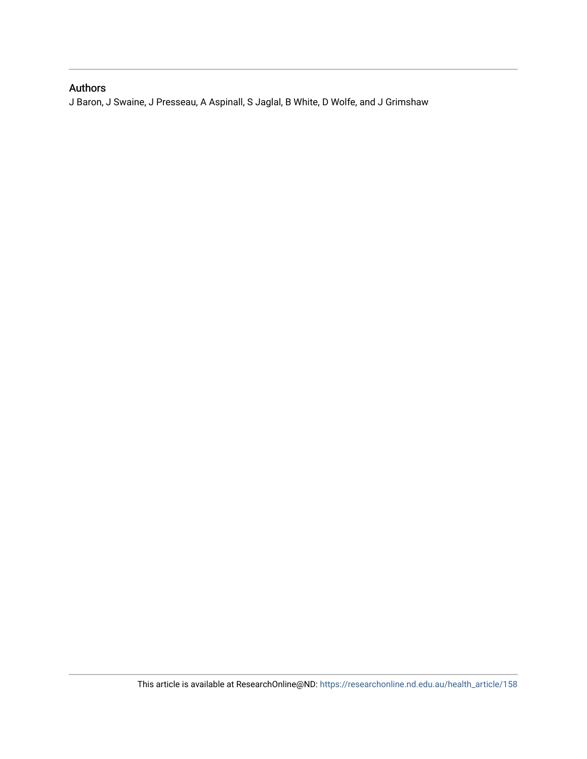## Authors

J Baron, J Swaine, J Presseau, A Aspinall, S Jaglal, B White, D Wolfe, and J Grimshaw

This article is available at ResearchOnline@ND: https://researchonline.nd.edu.au/health_article/158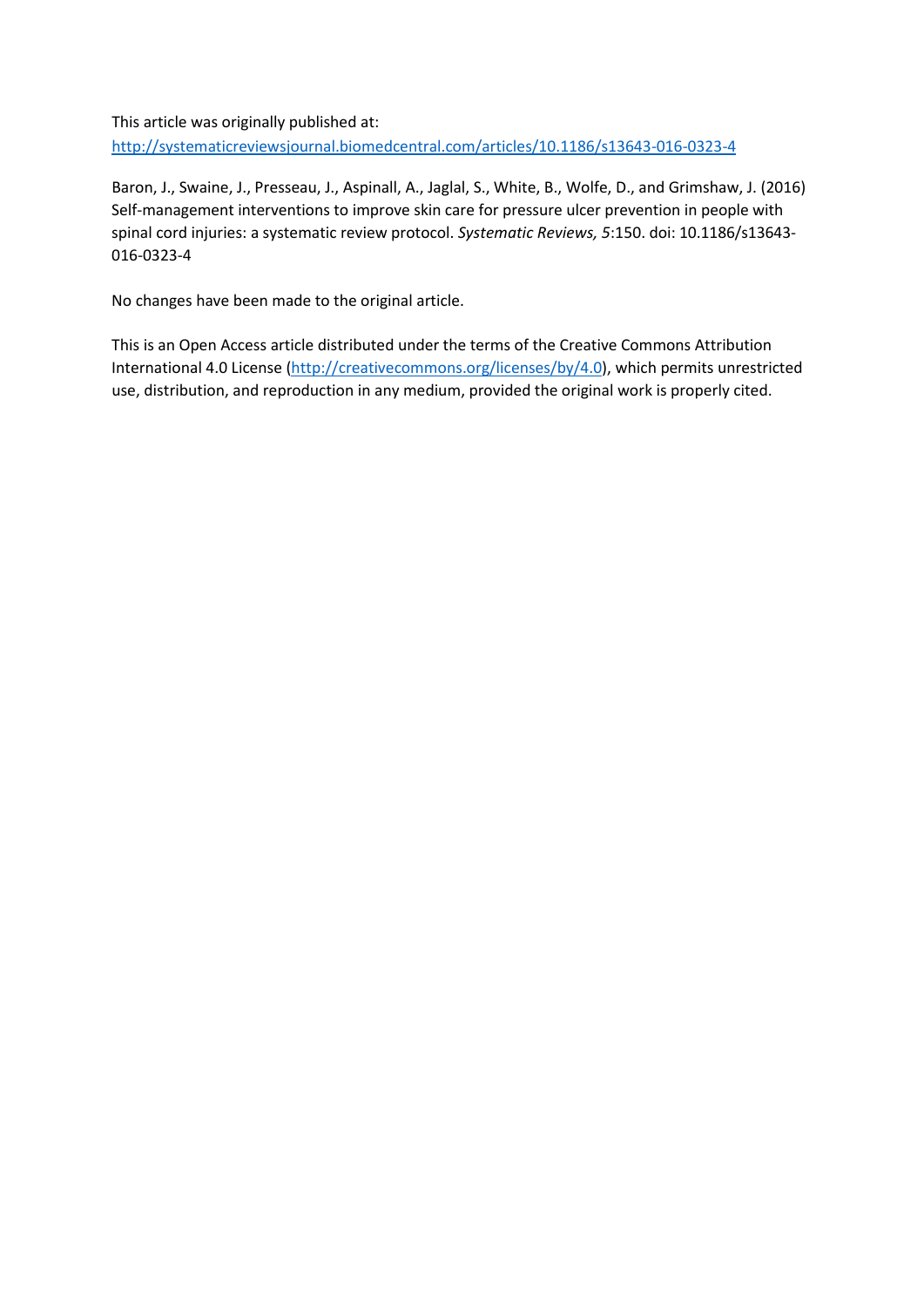This article was originally published at:
[http://systematicreviewsjournal.biomedcentral.com/articles/10.1186/s13643-016-0323-4](http://systematicreviewsjournal.biomedcentral.com/articles/10.1186/s13643-016-0323-4)

Baron, J., Swaine, J., Presseau, J., Aspinall, A., Jaglal, S., White, B., Wolfe, D., and Grimshaw, J. (2016) Self-management interventions to improve skin care for pressure ulcer prevention in people with spinal cord injuries: a systematic review protocol. *Systematic Reviews, 5*:150. doi: 10.1186/s13643-016-0323-4

No changes have been made to the original article.

This is an Open Access article distributed under the terms of the Creative Commons Attribution International 4.0 License ([http://creativecommons.org/licenses/by/4.0](http://creativecommons.org/licenses/by/4.0)), which permits unrestricted use, distribution, and reproduction in any medium, provided the original work is properly cited.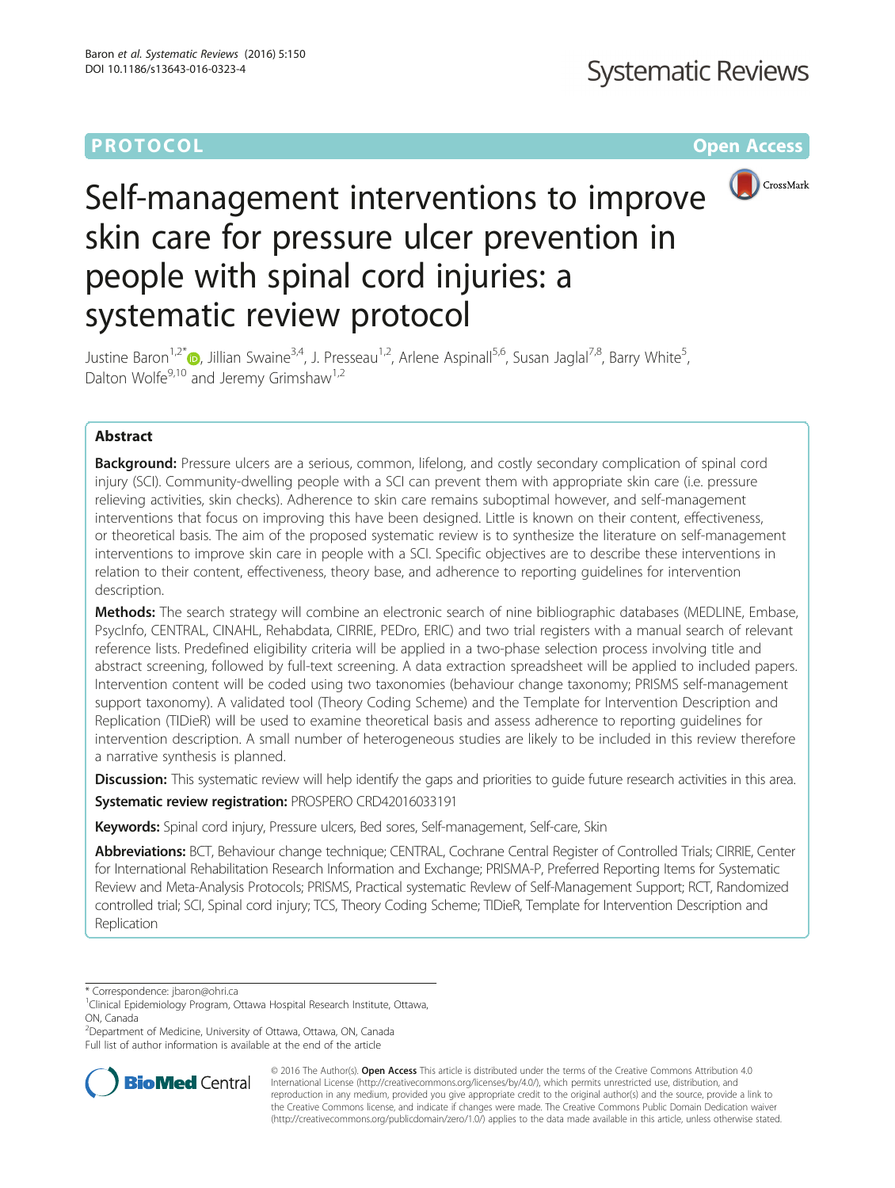# Self-management interventions to improve skin care for pressure ulcer prevention in people with spinal cord injuries: a systematic review protocol

Justine Baron[1,2*], Jillian Swaine[3,4], J. Presseau[1,2], Arlene Aspinall[5,6], Susan Jaglal[7,8], Barry White[5], Dalton Wolfe[9,10] and Jeremy Grimshaw[1,2]

## Abstract

**Background:** Pressure ulcers are a serious, common, lifelong, and costly secondary complication of spinal cord injury (SCI). Community-dwelling people with a SCI can prevent them with appropriate skin care (i.e. pressure relieving activities, skin checks). Adherence to skin care remains suboptimal however, and self-management interventions that focus on improving this have been designed. Little is known on their content, effectiveness, or theoretical basis. The aim of the proposed systematic review is to synthesize the literature on self-management interventions to improve skin care in people with a SCI. Specific objectives are to describe these interventions in relation to their content, effectiveness, theory base, and adherence to reporting guidelines for intervention description.

**Methods:** The search strategy will combine an electronic search of nine bibliographic databases (MEDLINE, Embase, PsycInfo, CENTRAL, CINAHL, Rehabdata, CIRRIE, PEDro, ERIC) and two trial registers with a manual search of relevant reference lists. Predefined eligibility criteria will be applied in a two-phase selection process involving title and abstract screening, followed by full-text screening. A data extraction spreadsheet will be applied to included papers. Intervention content will be coded using two taxonomies (behaviour change taxonomy; PRISMS self-management support taxonomy). A validated tool (Theory Coding Scheme) and the Template for Intervention Description and Replication (TIDieR) will be used to examine theoretical basis and assess adherence to reporting guidelines for intervention description. A small number of heterogeneous studies are likely to be included in this review therefore a narrative synthesis is planned.

**Discussion:** This systematic review will help identify the gaps and priorities to guide future research activities in this area.

**Systematic review registration:** PROSPERO CRD42016033191

**Keywords:** Spinal cord injury, Pressure ulcers, Bed sores, Self-management, Self-care, Skin

**Abbreviations:** BCT, Behaviour change technique; CENTRAL, Cochrane Central Register of Controlled Trials; CIRRIE, Center for International Rehabilitation Research Information and Exchange; PRISMA-P, Preferred Reporting Items for Systematic Review and Meta-Analysis Protocols; PRISMS, Practical systematic RevIew of Self-Management Support; RCT, Randomized controlled trial; SCI, Spinal cord injury; TCS, Theory Coding Scheme; TIDieR, Template for Intervention Description and Replication

\* Correspondence: jbaron@ohri.ca

[1] Clinical Epidemiology Program, Ottawa Hospital Research Institute, Ottawa, ON, Canada

[2] Department of Medicine, University of Ottawa, Ottawa, ON, Canada

Full list of author information is available at the end of the article

© 2016 The Author(s). **Open Access** This article is distributed under the terms of the Creative Commons Attribution 4.0 International License (http://creativecommons.org/licenses/by/4.0/), which permits unrestricted use, distribution, and reproduction in any medium, provided you give appropriate credit to the original author(s) and the source, provide a link to the Creative Commons license, and indicate if changes were made. The Creative Commons Public Domain Dedication waiver (http://creativecommons.org/publicdomain/zero/1.0/) applies to the data made available in this article, unless otherwise stated.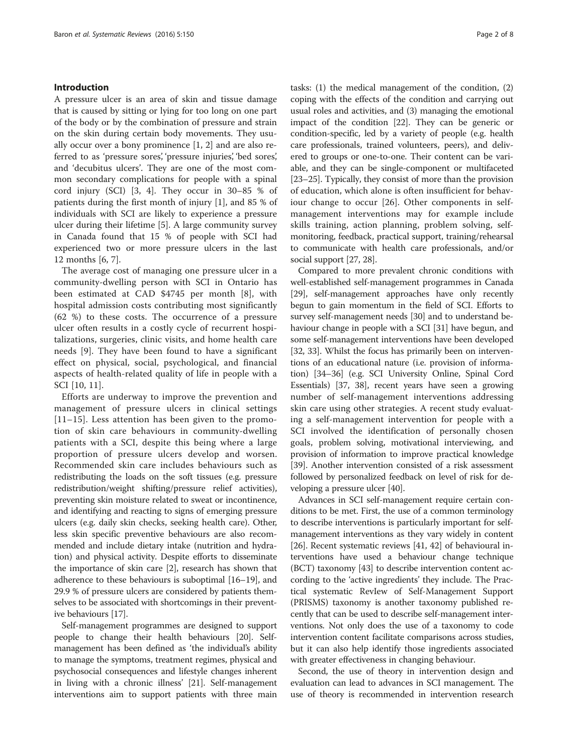## Introduction

A pressure ulcer is an area of skin and tissue damage that is caused by sitting or lying for too long on one part of the body or by the combination of pressure and strain on the skin during certain body movements. They usually occur over a bony prominence [1, 2] and are also referred to as 'pressure sores', 'pressure injuries', 'bed sores', and 'decubitus ulcers'. They are one of the most common secondary complications for people with a spinal cord injury (SCI) [3, 4]. They occur in 30–85 % of patients during the first month of injury [1], and 85 % of individuals with SCI are likely to experience a pressure ulcer during their lifetime [5]. A large community survey in Canada found that 15 % of people with SCI had experienced two or more pressure ulcers in the last 12 months [6, 7].

The average cost of managing one pressure ulcer in a community-dwelling person with SCI in Ontario has been estimated at CAD $4745 per month [8], with hospital admission costs contributing most significantly (62 %) to these costs. The occurrence of a pressure ulcer often results in a costly cycle of recurrent hospitalizations, surgeries, clinic visits, and home health care needs [9]. They have been found to have a significant effect on physical, social, psychological, and financial aspects of health-related quality of life in people with a SCI [10, 11].

Efforts are underway to improve the prevention and management of pressure ulcers in clinical settings [11–15]. Less attention has been given to the promotion of skin care behaviours in community-dwelling patients with a SCI, despite this being where a large proportion of pressure ulcers develop and worsen. Recommended skin care includes behaviours such as redistributing the loads on the soft tissues (e.g. pressure redistribution/weight shifting/pressure relief activities), preventing skin moisture related to sweat or incontinence, and identifying and reacting to signs of emerging pressure ulcers (e.g. daily skin checks, seeking health care). Other, less skin specific preventive behaviours are also recommended and include dietary intake (nutrition and hydration) and physical activity. Despite efforts to disseminate the importance of skin care [2], research has shown that adherence to these behaviours is suboptimal [16–19], and 29.9 % of pressure ulcers are considered by patients themselves to be associated with shortcomings in their preventive behaviours [17].

Self-management programmes are designed to support people to change their health behaviours [20]. Self-management has been defined as 'the individual's ability to manage the symptoms, treatment regimes, physical and psychosocial consequences and lifestyle changes inherent in living with a chronic illness' [21]. Self-management interventions aim to support patients with three main tasks: (1) the medical management of the condition, (2) coping with the effects of the condition and carrying out usual roles and activities, and (3) managing the emotional impact of the condition [22]. They can be generic or condition-specific, led by a variety of people (e.g. health care professionals, trained volunteers, peers), and delivered to groups or one-to-one. Their content can be variable, and they can be single-component or multifaceted [23–25]. Typically, they consist of more than the provision of education, which alone is often insufficient for behaviour change to occur [26]. Other components in self-management interventions may for example include skills training, action planning, problem solving, self-monitoring, feedback, practical support, training/rehearsal to communicate with health care professionals, and/or social support [27, 28].

Compared to more prevalent chronic conditions with well-established self-management programmes in Canada [29], self-management approaches have only recently begun to gain momentum in the field of SCI. Efforts to survey self-management needs [30] and to understand behaviour change in people with a SCI [31] have begun, and some self-management interventions have been developed [32, 33]. Whilst the focus has primarily been on interventions of an educational nature (i.e. provision of information) [34–36] (e.g. SCI University Online, Spinal Cord Essentials) [37, 38], recent years have seen a growing number of self-management interventions addressing skin care using other strategies. A recent study evaluating a self-management intervention for people with a SCI involved the identification of personally chosen goals, problem solving, motivational interviewing, and provision of information to improve practical knowledge [39]. Another intervention consisted of a risk assessment followed by personalized feedback on level of risk for developing a pressure ulcer [40].

Advances in SCI self-management require certain conditions to be met. First, the use of a common terminology to describe interventions is particularly important for self-management interventions as they vary widely in content [26]. Recent systematic reviews [41, 42] of behavioural interventions have used a behaviour change technique (BCT) taxonomy [43] to describe intervention content according to the 'active ingredients' they include. The Practical systematic RevIew of Self-Management Support (PRISMS) taxonomy is another taxonomy published recently that can be used to describe self-management interventions. Not only does the use of a taxonomy to code intervention content facilitate comparisons across studies, but it can also help identify those ingredients associated with greater effectiveness in changing behaviour.

Second, the use of theory in intervention design and evaluation can lead to advances in SCI management. The use of theory is recommended in intervention research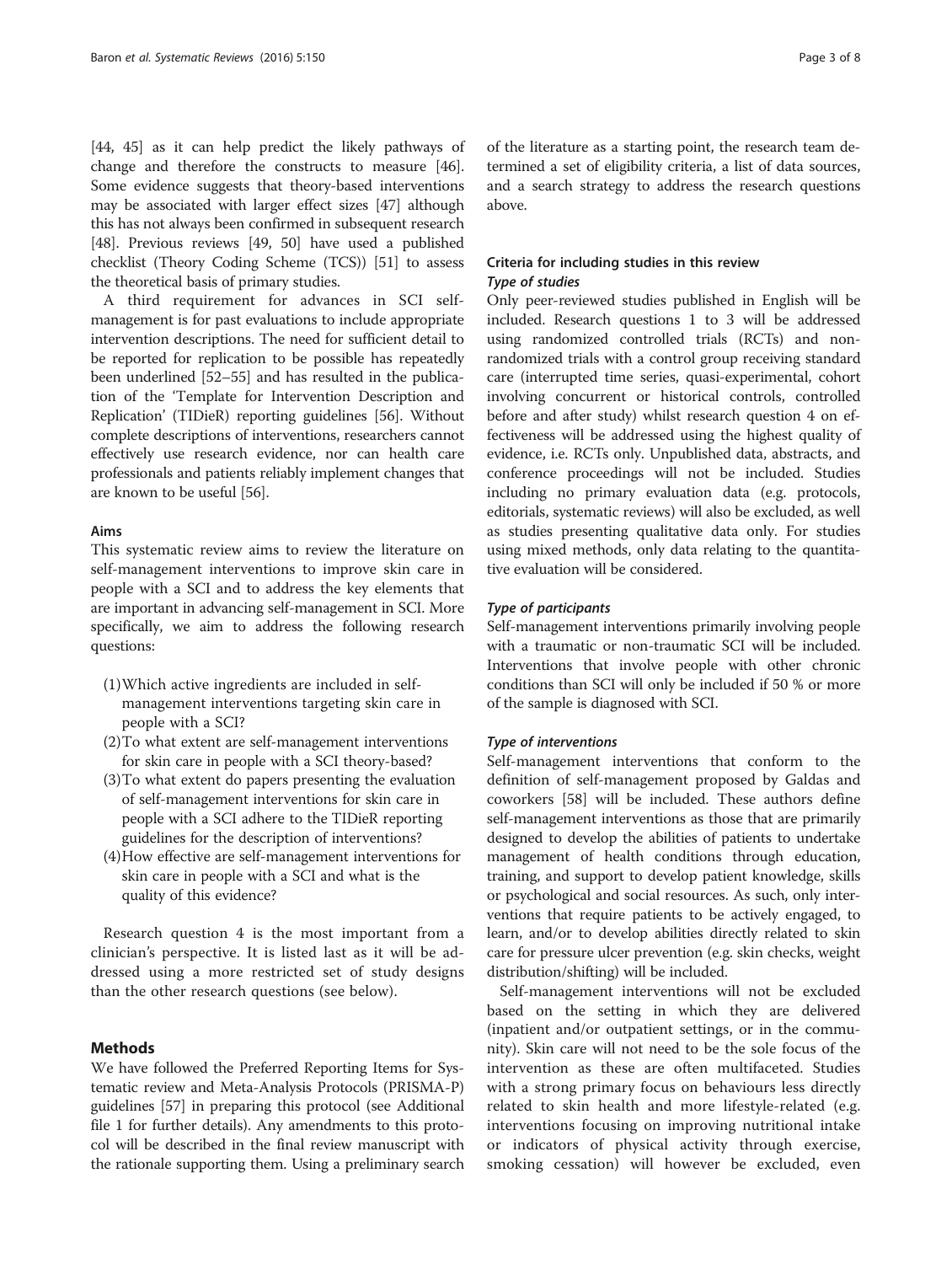[44, 45] as it can help predict the likely pathways of change and therefore the constructs to measure [46]. Some evidence suggests that theory-based interventions may be associated with larger effect sizes [47] although this has not always been confirmed in subsequent research [48]. Previous reviews [49, 50] have used a published checklist (Theory Coding Scheme (TCS)) [51] to assess the theoretical basis of primary studies.

A third requirement for advances in SCI self-management is for past evaluations to include appropriate intervention descriptions. The need for sufficient detail to be reported for replication to be possible has repeatedly been underlined [52–55] and has resulted in the publication of the 'Template for Intervention Description and Replication' (TIDieR) reporting guidelines [56]. Without complete descriptions of interventions, researchers cannot effectively use research evidence, nor can health care professionals and patients reliably implement changes that are known to be useful [56].

### Aims

This systematic review aims to review the literature on self-management interventions to improve skin care in people with a SCI and to address the key elements that are important in advancing self-management in SCI. More specifically, we aim to address the following research questions:

(1) Which active ingredients are included in self-management interventions targeting skin care in people with a SCI?
(2) To what extent are self-management interventions for skin care in people with a SCI theory-based?
(3) To what extent do papers presenting the evaluation of self-management interventions for skin care in people with a SCI adhere to the TIDieR reporting guidelines for the description of interventions?
(4) How effective are self-management interventions for skin care in people with a SCI and what is the quality of this evidence?

Research question 4 is the most important from a clinician's perspective. It is listed last as it will be addressed using a more restricted set of study designs than the other research questions (see below).

## Methods

We have followed the Preferred Reporting Items for Systematic review and Meta-Analysis Protocols (PRISMA-P) guidelines [57] in preparing this protocol (see Additional file 1 for further details). Any amendments to this protocol will be described in the final review manuscript with the rationale supporting them. Using a preliminary search of the literature as a starting point, the research team determined a set of eligibility criteria, a list of data sources, and a search strategy to address the research questions above.

### Criteria for including studies in this review

#### *Type of studies*

Only peer-reviewed studies published in English will be included. Research questions 1 to 3 will be addressed using randomized controlled trials (RCTs) and non-randomized trials with a control group receiving standard care (interrupted time series, quasi-experimental, cohort involving concurrent or historical controls, controlled before and after study) whilst research question 4 on effectiveness will be addressed using the highest quality of evidence, i.e. RCTs only. Unpublished data, abstracts, and conference proceedings will not be included. Studies including no primary evaluation data (e.g. protocols, editorials, systematic reviews) will also be excluded, as well as studies presenting qualitative data only. For studies using mixed methods, only data relating to the quantitative evaluation will be considered.

#### *Type of participants*

Self-management interventions primarily involving people with a traumatic or non-traumatic SCI will be included. Interventions that involve people with other chronic conditions than SCI will only be included if 50 % or more of the sample is diagnosed with SCI.

#### *Type of interventions*

Self-management interventions that conform to the definition of self-management proposed by Galdas and coworkers [58] will be included. These authors define self-management interventions as those that are primarily designed to develop the abilities of patients to undertake management of health conditions through education, training, and support to develop patient knowledge, skills or psychological and social resources. As such, only interventions that require patients to be actively engaged, to learn, and/or to develop abilities directly related to skin care for pressure ulcer prevention (e.g. skin checks, weight distribution/shifting) will be included.

Self-management interventions will not be excluded based on the setting in which they are delivered (inpatient and/or outpatient settings, or in the community). Skin care will not need to be the sole focus of the intervention as these are often multifaceted. Studies with a strong primary focus on behaviours less directly related to skin health and more lifestyle-related (e.g. interventions focusing on improving nutritional intake or indicators of physical activity through exercise, smoking cessation) will however be excluded, even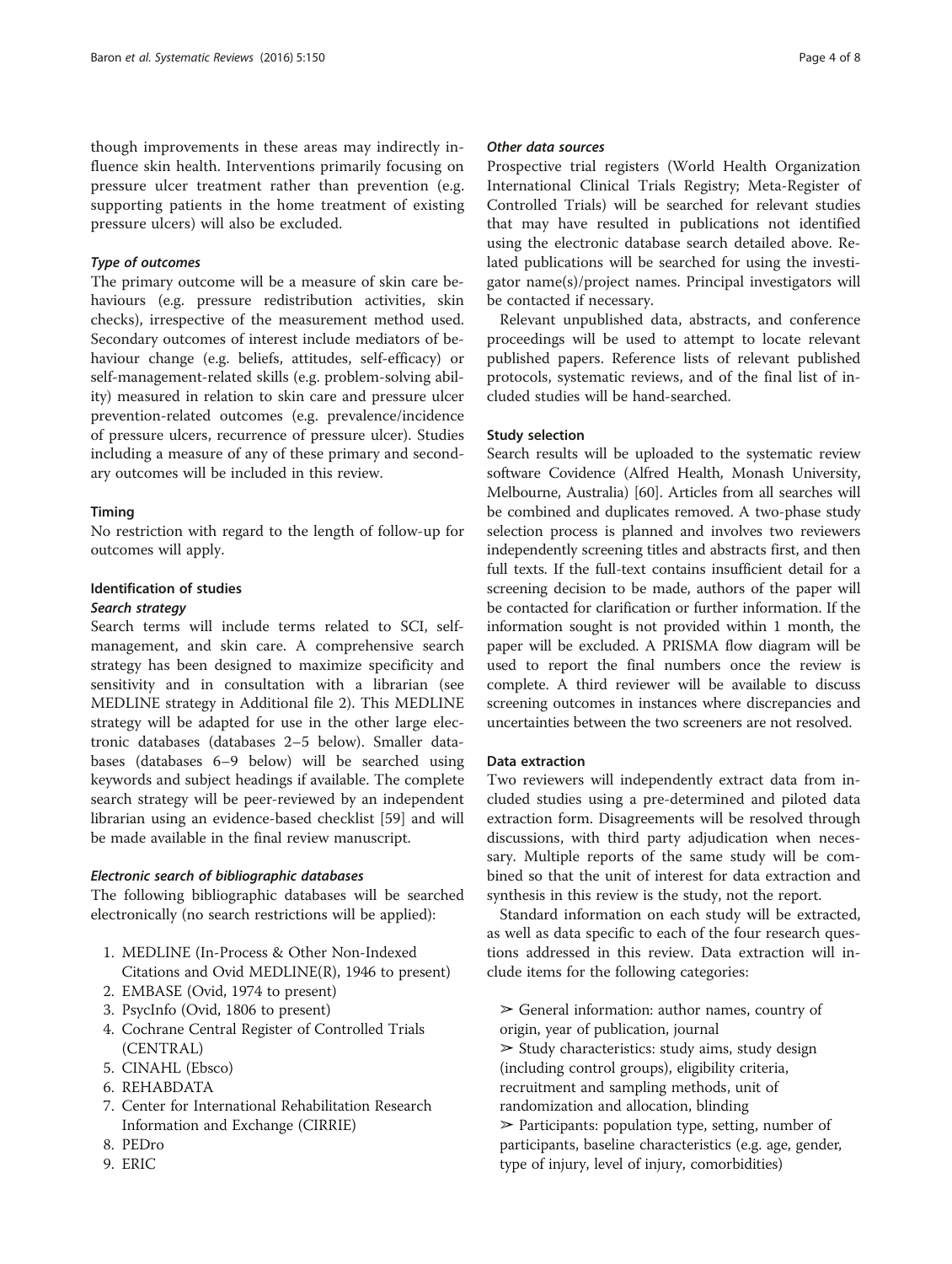though improvements in these areas may indirectly influence skin health. Interventions primarily focusing on pressure ulcer treatment rather than prevention (e.g. supporting patients in the home treatment of existing pressure ulcers) will also be excluded.

#### *Type of outcomes*

The primary outcome will be a measure of skin care behaviours (e.g. pressure redistribution activities, skin checks), irrespective of the measurement method used. Secondary outcomes of interest include mediators of behaviour change (e.g. beliefs, attitudes, self-efficacy) or self-management-related skills (e.g. problem-solving ability) measured in relation to skin care and pressure ulcer prevention-related outcomes (e.g. prevalence/incidence of pressure ulcers, recurrence of pressure ulcer). Studies including a measure of any of these primary and secondary outcomes will be included in this review.

### Timing

No restriction with regard to the length of follow-up for outcomes will apply.

### Identification of studies

#### *Search strategy*

Search terms will include terms related to SCI, self-management, and skin care. A comprehensive search strategy has been designed to maximize specificity and sensitivity and in consultation with a librarian (see MEDLINE strategy in Additional file 2). This MEDLINE strategy will be adapted for use in the other large electronic databases (databases 2–5 below). Smaller databases (databases 6–9 below) will be searched using keywords and subject headings if available. The complete search strategy will be peer-reviewed by an independent librarian using an evidence-based checklist [59] and will be made available in the final review manuscript.

#### *Electronic search of bibliographic databases*

The following bibliographic databases will be searched electronically (no search restrictions will be applied):

1. MEDLINE (In-Process & Other Non-Indexed Citations and Ovid MEDLINE(R), 1946 to present)
2. EMBASE (Ovid, 1974 to present)
3. PsycInfo (Ovid, 1806 to present)
4. Cochrane Central Register of Controlled Trials (CENTRAL)
5. CINAHL (Ebsco)
6. REHABDATA
7. Center for International Rehabilitation Research Information and Exchange (CIRRIE)
8. PEDro
9. ERIC

#### *Other data sources*

Prospective trial registers (World Health Organization International Clinical Trials Registry; Meta-Register of Controlled Trials) will be searched for relevant studies that may have resulted in publications not identified using the electronic database search detailed above. Related publications will be searched for using the investigator name(s)/project names. Principal investigators will be contacted if necessary.

Relevant unpublished data, abstracts, and conference proceedings will be used to attempt to locate relevant published papers. Reference lists of relevant published protocols, systematic reviews, and of the final list of included studies will be hand-searched.

### Study selection

Search results will be uploaded to the systematic review software Covidence (Alfred Health, Monash University, Melbourne, Australia) [60]. Articles from all searches will be combined and duplicates removed. A two-phase study selection process is planned and involves two reviewers independently screening titles and abstracts first, and then full texts. If the full-text contains insufficient detail for a screening decision to be made, authors of the paper will be contacted for clarification or further information. If the information sought is not provided within 1 month, the paper will be excluded. A PRISMA flow diagram will be used to report the final numbers once the review is complete. A third reviewer will be available to discuss screening outcomes in instances where discrepancies and uncertainties between the two screeners are not resolved.

### Data extraction

Two reviewers will independently extract data from included studies using a pre-determined and piloted data extraction form. Disagreements will be resolved through discussions, with third party adjudication when necessary. Multiple reports of the same study will be combined so that the unit of interest for data extraction and synthesis in this review is the study, not the report.

Standard information on each study will be extracted, as well as data specific to each of the four research questions addressed in this review. Data extraction will include items for the following categories:

- ➢ General information: author names, country of origin, year of publication, journal
- ➢ Study characteristics: study aims, study design (including control groups), eligibility criteria, recruitment and sampling methods, unit of randomization and allocation, blinding
- ➢ Participants: population type, setting, number of participants, baseline characteristics (e.g. age, gender, type of injury, level of injury, comorbidities)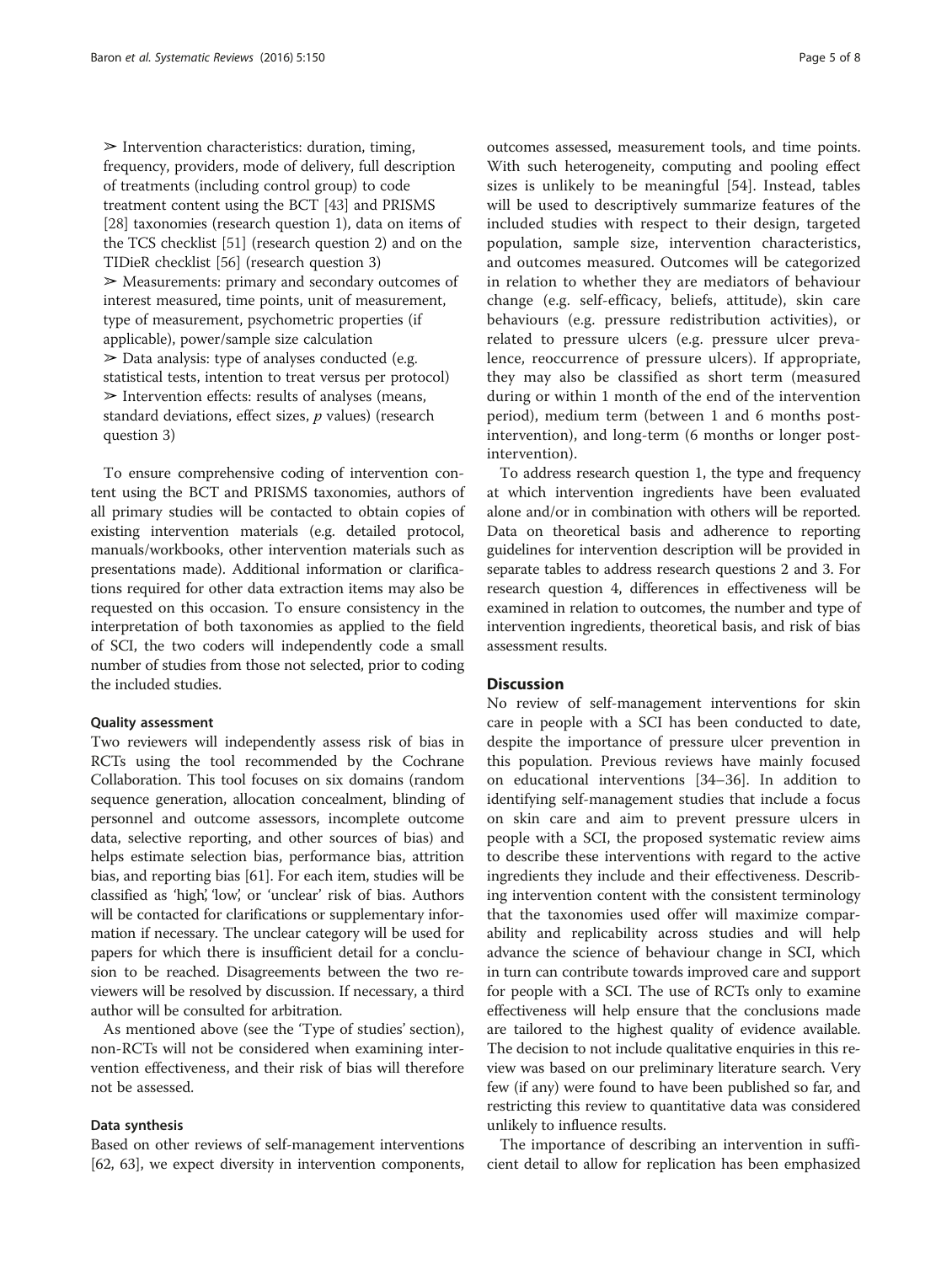➢ Intervention characteristics: duration, timing, frequency, providers, mode of delivery, full description of treatments (including control group) to code treatment content using the BCT [43] and PRISMS [28] taxonomies (research question 1), data on items of the TCS checklist [51] (research question 2) and on the TIDieR checklist [56] (research question 3)

➢ Measurements: primary and secondary outcomes of interest measured, time points, unit of measurement, type of measurement, psychometric properties (if applicable), power/sample size calculation

➢ Data analysis: type of analyses conducted (e.g. statistical tests, intention to treat versus per protocol)

➢ Intervention effects: results of analyses (means, standard deviations, effect sizes, *p* values) (research question 3)

To ensure comprehensive coding of intervention content using the BCT and PRISMS taxonomies, authors of all primary studies will be contacted to obtain copies of existing intervention materials (e.g. detailed protocol, manuals/workbooks, other intervention materials such as presentations made). Additional information or clarifications required for other data extraction items may also be requested on this occasion. To ensure consistency in the interpretation of both taxonomies as applied to the field of SCI, the two coders will independently code a small number of studies from those not selected, prior to coding the included studies.

#### Quality assessment

Two reviewers will independently assess risk of bias in RCTs using the tool recommended by the Cochrane Collaboration. This tool focuses on six domains (random sequence generation, allocation concealment, blinding of personnel and outcome assessors, incomplete outcome data, selective reporting, and other sources of bias) and helps estimate selection bias, performance bias, attrition bias, and reporting bias [61]. For each item, studies will be classified as 'high', 'low', or 'unclear' risk of bias. Authors will be contacted for clarifications or supplementary information if necessary. The unclear category will be used for papers for which there is insufficient detail for a conclusion to be reached. Disagreements between the two reviewers will be resolved by discussion. If necessary, a third author will be consulted for arbitration.

As mentioned above (see the 'Type of studies' section), non-RCTs will not be considered when examining intervention effectiveness, and their risk of bias will therefore not be assessed.

#### Data synthesis

Based on other reviews of self-management interventions [62, 63], we expect diversity in intervention components, outcomes assessed, measurement tools, and time points. With such heterogeneity, computing and pooling effect sizes is unlikely to be meaningful [54]. Instead, tables will be used to descriptively summarize features of the included studies with respect to their design, targeted population, sample size, intervention characteristics, and outcomes measured. Outcomes will be categorized in relation to whether they are mediators of behaviour change (e.g. self-efficacy, beliefs, attitude), skin care behaviours (e.g. pressure redistribution activities), or related to pressure ulcers (e.g. pressure ulcer prevalence, reoccurrence of pressure ulcers). If appropriate, they may also be classified as short term (measured during or within 1 month of the end of the intervention period), medium term (between 1 and 6 months post-intervention), and long-term (6 months or longer post-intervention).

To address research question 1, the type and frequency at which intervention ingredients have been evaluated alone and/or in combination with others will be reported. Data on theoretical basis and adherence to reporting guidelines for intervention description will be provided in separate tables to address research questions 2 and 3. For research question 4, differences in effectiveness will be examined in relation to outcomes, the number and type of intervention ingredients, theoretical basis, and risk of bias assessment results.

### Discussion

No review of self-management interventions for skin care in people with a SCI has been conducted to date, despite the importance of pressure ulcer prevention in this population. Previous reviews have mainly focused on educational interventions [34–36]. In addition to identifying self-management studies that include a focus on skin care and aim to prevent pressure ulcers in people with a SCI, the proposed systematic review aims to describe these interventions with regard to the active ingredients they include and their effectiveness. Describing intervention content with the consistent terminology that the taxonomies used offer will maximize comparability and replicability across studies and will help advance the science of behaviour change in SCI, which in turn can contribute towards improved care and support for people with a SCI. The use of RCTs only to examine effectiveness will help ensure that the conclusions made are tailored to the highest quality of evidence available. The decision to not include qualitative enquiries in this review was based on our preliminary literature search. Very few (if any) were found to have been published so far, and restricting this review to quantitative data was considered unlikely to influence results.

The importance of describing an intervention in sufficient detail to allow for replication has been emphasized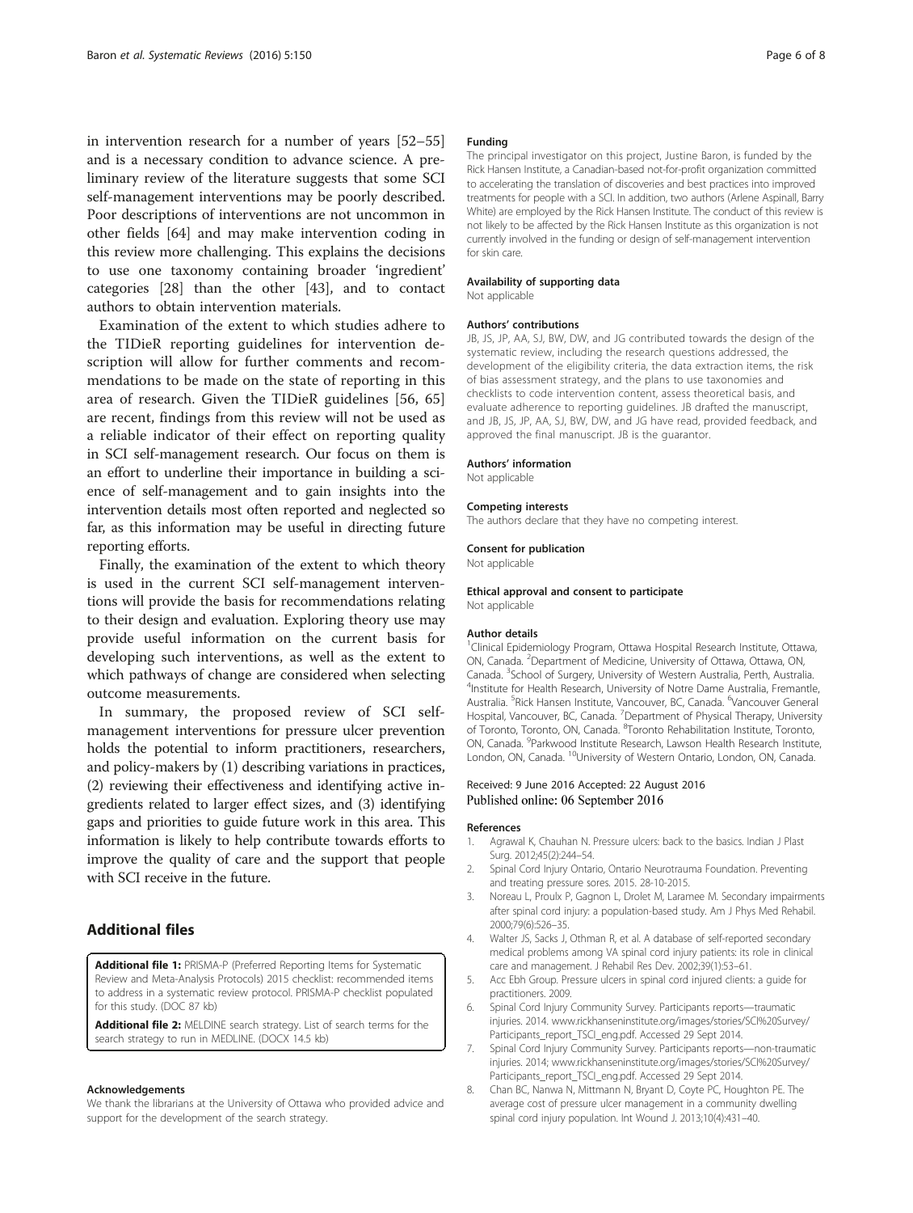in intervention research for a number of years [52–55] and is a necessary condition to advance science. A preliminary review of the literature suggests that some SCI self-management interventions may be poorly described. Poor descriptions of interventions are not uncommon in other fields [64] and may make intervention coding in this review more challenging. This explains the decisions to use one taxonomy containing broader 'ingredient' categories [28] than the other [43], and to contact authors to obtain intervention materials.

Examination of the extent to which studies adhere to the TIDieR reporting guidelines for intervention description will allow for further comments and recommendations to be made on the state of reporting in this area of research. Given the TIDieR guidelines [56, 65] are recent, findings from this review will not be used as a reliable indicator of their effect on reporting quality in SCI self-management research. Our focus on them is an effort to underline their importance in building a science of self-management and to gain insights into the intervention details most often reported and neglected so far, as this information may be useful in directing future reporting efforts.

Finally, the examination of the extent to which theory is used in the current SCI self-management interventions will provide the basis for recommendations relating to their design and evaluation. Exploring theory use may provide useful information on the current basis for developing such interventions, as well as the extent to which pathways of change are considered when selecting outcome measurements.

In summary, the proposed review of SCI self-management interventions for pressure ulcer prevention holds the potential to inform practitioners, researchers, and policy-makers by (1) describing variations in practices, (2) reviewing their effectiveness and identifying active ingredients related to larger effect sizes, and (3) identifying gaps and priorities to guide future work in this area. This information is likely to help contribute towards efforts to improve the quality of care and the support that people with SCI receive in the future.

## Additional files

**Additional file 1:** PRISMA-P (Preferred Reporting Items for Systematic Review and Meta-Analysis Protocols) 2015 checklist: recommended items to address in a systematic review protocol. PRISMA-P checklist populated for this study. (DOC 87 kb)

**Additional file 2:** MELDINE search strategy. List of search terms for the search strategy to run in MEDLINE. (DOCX 14.5 kb)

#### Acknowledgements

We thank the librarians at the University of Ottawa who provided advice and support for the development of the search strategy.

#### Funding

The principal investigator on this project, Justine Baron, is funded by the Rick Hansen Institute, a Canadian-based not-for-profit organization committed to accelerating the translation of discoveries and best practices into improved treatments for people with a SCI. In addition, two authors (Arlene Aspinall, Barry White) are employed by the Rick Hansen Institute. The conduct of this review is not likely to be affected by the Rick Hansen Institute as this organization is not currently involved in the funding or design of self-management intervention for skin care.

#### Availability of supporting data

Not applicable

#### Authors' contributions

JB, JS, JP, AA, SJ, BW, DW, and JG contributed towards the design of the systematic review, including the research questions addressed, the development of the eligibility criteria, the data extraction items, the risk of bias assessment strategy, and the plans to use taxonomies and checklists to code intervention content, assess theoretical basis, and evaluate adherence to reporting guidelines. JB drafted the manuscript, and JB, JS, JP, AA, SJ, BW, DW, and JG have read, provided feedback, and approved the final manuscript. JB is the guarantor.

#### Authors' information

Not applicable

#### Competing interests

The authors declare that they have no competing interest.

#### Consent for publication

Not applicable

#### Ethical approval and consent to participate

Not applicable

#### Author details

[1]Clinical Epidemiology Program, Ottawa Hospital Research Institute, Ottawa, ON, Canada. [2]Department of Medicine, University of Ottawa, Ottawa, ON, Canada. [3]School of Surgery, University of Western Australia, Perth, Australia. [4]Institute for Health Research, University of Notre Dame Australia, Fremantle, Australia. [5]Rick Hansen Institute, Vancouver, BC, Canada. [6]Vancouver General Hospital, Vancouver, BC, Canada. [7]Department of Physical Therapy, University of Toronto, Toronto, ON, Canada. [8]Toronto Rehabilitation Institute, Toronto, ON, Canada. [9]Parkwood Institute Research, Lawson Health Research Institute, London, ON, Canada. [10]University of Western Ontario, London, ON, Canada.

Received: 9 June 2016 Accepted: 22 August 2016
Published online: 06 September 2016

#### References

1. Agrawal K, Chauhan N. Pressure ulcers: back to the basics. Indian J Plast Surg. 2012;45(2):244–54.
2. Spinal Cord Injury Ontario, Ontario Neurotrauma Foundation. Preventing and treating pressure sores. 2015. 28-10-2015.
3. Noreau L, Proulx P, Gagnon L, Drolet M, Laramee M. Secondary impairments after spinal cord injury: a population-based study. Am J Phys Med Rehabil. 2000;79(6):526–35.
4. Walter JS, Sacks J, Othman R, et al. A database of self-reported secondary medical problems among VA spinal cord injury patients: its role in clinical care and management. J Rehabil Res Dev. 2002;39(1):53–61.
5. Acc Ebh Group. Pressure ulcers in spinal cord injured clients: a guide for practitioners. 2009.
6. Spinal Cord Injury Community Survey. Participants reports—traumatic injuries. 2014. www.rickhanseninstitute.org/images/stories/SCI%20Survey/Participants_report_TSCI_eng.pdf. Accessed 29 Sept 2014.
7. Spinal Cord Injury Community Survey. Participants reports—non-traumatic injuries. 2014; www.rickhanseninstitute.org/images/stories/SCI%20Survey/Participants_report_TSCI_eng.pdf. Accessed 29 Sept 2014.
8. Chan BC, Nanwa N, Mittmann N, Bryant D, Coyte PC, Houghton PE. The average cost of pressure ulcer management in a community dwelling spinal cord injury population. Int Wound J. 2013;10(4):431–40.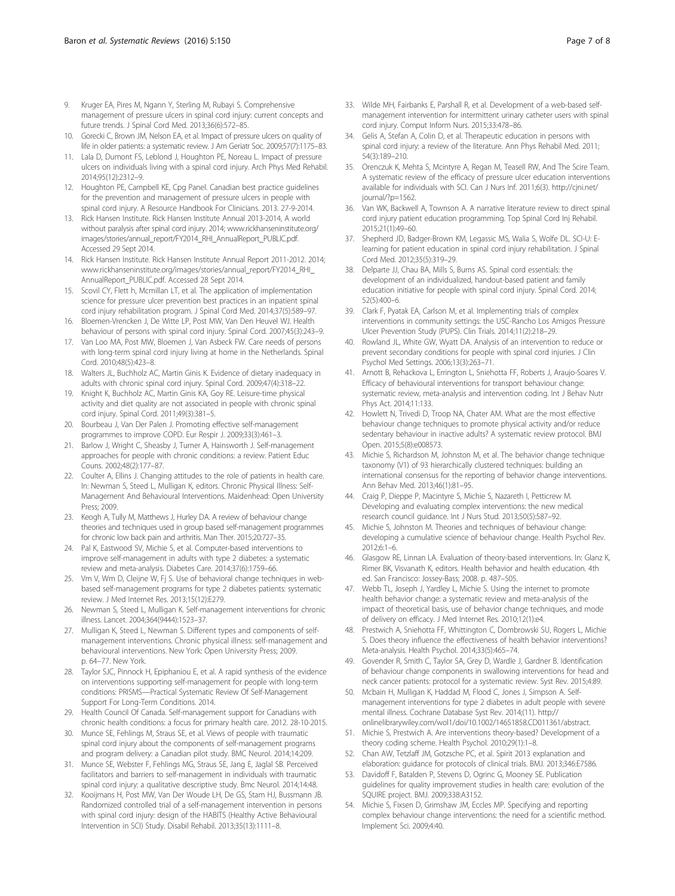9. Kruger EA, Pires M, Ngann Y, Sterling M, Rubayi S. Comprehensive management of pressure ulcers in spinal cord injury: current concepts and future trends. J Spinal Cord Med. 2013;36(6):572–85.
10. Gorecki C, Brown JM, Nelson EA, et al. Impact of pressure ulcers on quality of life in older patients: a systematic review. J Am Geriatr Soc. 2009;57(7):1175–83.
11. Lala D, Dumont FS, Leblond J, Houghton PE, Noreau L. Impact of pressure ulcers on individuals living with a spinal cord injury. Arch Phys Med Rehabil. 2014;95(12):2312–9.
12. Houghton PE, Campbell KE, Cpg Panel. Canadian best practice guidelines for the prevention and management of pressure ulcers in people with spinal cord injury. A Resource Handbook For Clinicians. 2013. 27-9-2014.
13. Rick Hansen Institute. Rick Hansen Institute Annual 2013-2014, A world without paralysis after spinal cord injury. 2014; www.rickhanseninstitute.org/images/stories/annual_report/FY2014_RHI_AnnualReport_PUBLIC.pdf. Accessed 29 Sept 2014.
14. Rick Hansen Institute. Rick Hansen Institute Annual Report 2011-2012. 2014; www.rickhanseninstitute.org/images/stories/annual_report/FY2014_RHI_AnnualReport_PUBLIC.pdf. Accessed 28 Sept 2014.
15. Scovil CY, Flett h, Mcmillan LT, et al. The application of implementation science for pressure ulcer prevention best practices in an inpatient spinal cord injury rehabilitation program. J Spinal Cord Med. 2014;37(5):589–97.
16. Bloemen-Vrencken J, De Witte LP, Post MW, Van Den Heuvel WJ. Health behaviour of persons with spinal cord injury. Spinal Cord. 2007;45(3):243–9.
17. Van Loo MA, Post MW, Bloemen J, Van Asbeck FW. Care needs of persons with long-term spinal cord injury living at home in the Netherlands. Spinal Cord. 2010;48(5):423–8.
18. Walters JL, Buchholz AC, Martin Ginis K. Evidence of dietary inadequacy in adults with chronic spinal cord injury. Spinal Cord. 2009;47(4):318–22.
19. Knight K, Buchholz AC, Martin Ginis KA, Goy RE. Leisure-time physical activity and diet quality are not associated in people with chronic spinal cord injury. Spinal Cord. 2011;49(3):381–5.
20. Bourbeau J, Van Der Palen J. Promoting effective self-management programmes to improve COPD. Eur Respir J. 2009;33(3):461–3.
21. Barlow J, Wright C, Sheasby J, Turner A, Hainsworth J. Self-management approaches for people with chronic conditions: a review. Patient Educ Couns. 2002;48(2):177–87.
22. Coulter A, Ellins J. Changing attitudes to the role of patients in health care. In: Newman S, Steed L, Mulligan K, editors. Chronic Physical Illness: Self-Management And Behavioural Interventions. Maidenhead: Open University Press; 2009.
23. Keogh A, Tully M, Matthews J, Hurley DA. A review of behaviour change theories and techniques used in group based self-management programmes for chronic low back pain and arthritis. Man Ther. 2015;20:727–35.
24. Pal K, Eastwood SV, Michie S, et al. Computer-based interventions to improve self-management in adults with type 2 diabetes: a systematic review and meta-analysis. Diabetes Care. 2014;37(6):1759–66.
25. Vm V, Wm D, Cleijne W, Fj S. Use of behavioral change techniques in web-based self-management programs for type 2 diabetes patients: systematic review. J Med Internet Res. 2013;15(12):E279.
26. Newman S, Steed L, Mulligan K. Self-management interventions for chronic illness. Lancet. 2004;364(9444):1523–37.
27. Mulligan K, Steed L, Newman S. Different types and components of self-management interventions. Chronic physical illness: self-management and behavioural interventions. New York: Open University Press; 2009. p. 64–77. New York.
28. Taylor SJC, Pinnock H, Epiphaniou E, et al. A rapid synthesis of the evidence on interventions supporting self-management for people with long-term conditions: PRISMS—Practical Systematic Review Of Self-Management Support For Long-Term Conditions. 2014.
29. Health Council Of Canada. Self-management support for Canadians with chronic health conditions: a focus for primary health care. 2012. 28-10-2015.
30. Munce SE, Fehlings M, Straus SE, et al. Views of people with traumatic spinal cord injury about the components of self-management programs and program delivery: a Canadian pilot study. BMC Neurol. 2014;14:209.
31. Munce SE, Webster F, Fehlings MG, Straus SE, Jang E, Jaglal SB. Perceived facilitators and barriers to self-management in individuals with traumatic spinal cord injury: a qualitative descriptive study. Bmc Neurol. 2014;14:48.
32. Kooijmans H, Post MW, Van Der Woude LH, De GS, Stam HJ, Bussmann JB. Randomized controlled trial of a self-management intervention in persons with spinal cord injury: design of the HABITS (Healthy Active Behavioural Intervention in SCI) Study. Disabil Rehabil. 2013;35(13):1111–8.
33. Wilde MH, Fairbanks E, Parshall R, et al. Development of a web-based self-management intervention for intermittent urinary catheter users with spinal cord injury. Comput Inform Nurs. 2015;33:478–86.
34. Gelis A, Stefan A, Colin D, et al. Therapeutic education in persons with spinal cord injury: a review of the literature. Ann Phys Rehabil Med. 2011; 54(3):189–210.
35. Orenczuk K, Mehta S, Mcintyre A, Regan M, Teasell RW, And The Scire Team. A systematic review of the efficacy of pressure ulcer education interventions available for individuals with SCI. Can J Nurs Inf. 2011;6(3). http://cjni.net/journal/?p=1562.
36. Van WK, Backwell A, Townson A. A narrative literature review to direct spinal cord injury patient education programming. Top Spinal Cord Inj Rehabil. 2015;21(1):49–60.
37. Shepherd JD, Badger-Brown KM, Legassic MS, Walia S, Wolfe DL. SCI-U: E-learning for patient education in spinal cord injury rehabilitation. J Spinal Cord Med. 2012;35(5):319–29.
38. Delparte JJ, Chau BA, Mills S, Burns AS. Spinal cord essentials: the development of an individualized, handout-based patient and family education initiative for people with spinal cord injury. Spinal Cord. 2014; 52(5):400–6.
39. Clark F, Pyatak EA, Carlson M, et al. Implementing trials of complex interventions in community settings: the USC-Rancho Los Amigos Pressure Ulcer Prevention Study (PUPS). Clin Trials. 2014;11(2):218–29.
40. Rowland JL, White GW, Wyatt DA. Analysis of an intervention to reduce or prevent secondary conditions for people with spinal cord injuries. J Clin Psychol Med Settings. 2006;13(3):263–71.
41. Arnott B, Rehackova L, Errington L, Sniehotta FF, Roberts J, Araujo-Soares V. Efficacy of behavioural interventions for transport behaviour change: systematic review, meta-analysis and intervention coding. Int J Behav Nutr Phys Act. 2014;11:133.
42. Howlett N, Trivedi D, Troop NA, Chater AM. What are the most effective behaviour change techniques to promote physical activity and/or reduce sedentary behaviour in inactive adults? A systematic review protocol. BMJ Open. 2015;5(8):e008573.
43. Michie S, Richardson M, Johnston M, et al. The behavior change technique taxonomy (V1) of 93 hierarchically clustered techniques: building an international consensus for the reporting of behavior change interventions. Ann Behav Med. 2013;46(1):81–95.
44. Craig P, Dieppe P, Macintyre S, Michie S, Nazareth I, Petticrew M. Developing and evaluating complex interventions: the new medical research council guidance. Int J Nurs Stud. 2013;50(5):587–92.
45. Michie S, Johnston M. Theories and techniques of behaviour change: developing a cumulative science of behaviour change. Health Psychol Rev. 2012;6:1–6.
46. Glasgow RE, Linnan LA. Evaluation of theory-based interventions. In: Glanz K, Rimer BK, Visvanath K, editors. Health behavior and health education. 4th ed. San Francisco: Jossey-Bass; 2008. p. 487–505.
47. Webb TL, Joseph J, Yardley L, Michie S. Using the internet to promote health behavior change: a systematic review and meta-analysis of the impact of theoretical basis, use of behavior change techniques, and mode of delivery on efficacy. J Med Internet Res. 2010;12(1):e4.
48. Prestwich A, Sniehotta FF, Whittington C, Dombrowski SU, Rogers L, Michie S. Does theory influence the effectiveness of health behavior interventions? Meta-analysis. Health Psychol. 2014;33(5):465–74.
49. Govender R, Smith C, Taylor SA, Grey D, Wardle J, Gardner B. Identification of behaviour change components in swallowing interventions for head and neck cancer patients: protocol for a systematic review. Syst Rev. 2015;4:89.
50. Mcbain H, Mulligan K, Haddad M, Flood C, Jones J, Simpson A. Self-management interventions for type 2 diabetes in adult people with severe mental illness. Cochrane Database Syst Rev. 2014;(11). http://onlinelibrarywiley.com/wol1/doi/10.1002/14651858.CD011361/abstract.
51. Michie S, Prestwich A. Are interventions theory-based? Development of a theory coding scheme. Health Psychol. 2010;29(1):1–8.
52. Chan AW, Tetzlaff JM, Gotzsche PC, et al. Spirit 2013 explanation and elaboration: guidance for protocols of clinical trials. BMJ. 2013;346:E7586.
53. Davidoff F, Batalden P, Stevens D, Ogrinc G, Mooney SE. Publication guidelines for quality improvement studies in health care: evolution of the SQUIRE project. BMJ. 2009;338:A3152.
54. Michie S, Fixsen D, Grimshaw JM, Eccles MP. Specifying and reporting complex behaviour change interventions: the need for a scientific method. Implement Sci. 2009;4:40.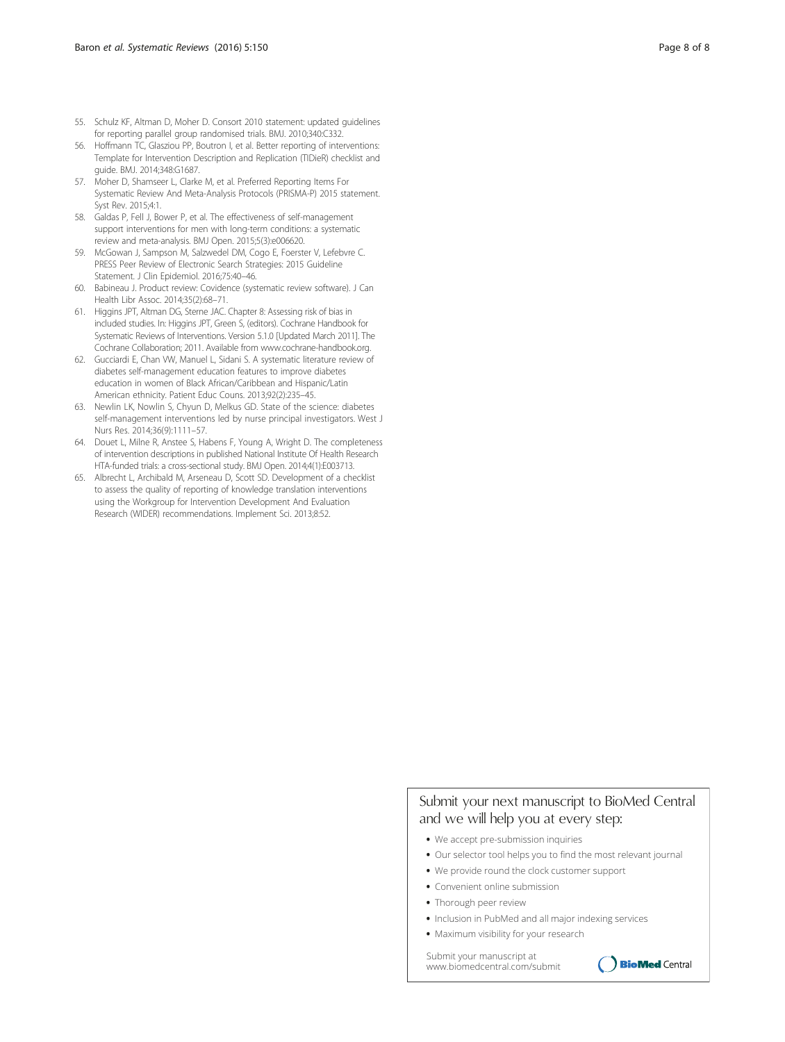55. Schulz KF, Altman D, Moher D. Consort 2010 statement: updated guidelines for reporting parallel group randomised trials. BMJ. 2010;340:C332.
56. Hoffmann TC, Glasziou PP, Boutron I, et al. Better reporting of interventions: Template for Intervention Description and Replication (TIDieR) checklist and guide. BMJ. 2014;348:G1687.
57. Moher D, Shamseer L, Clarke M, et al. Preferred Reporting Items For Systematic Review And Meta-Analysis Protocols (PRISMA-P) 2015 statement. Syst Rev. 2015;4:1.
58. Galdas P, Fell J, Bower P, et al. The effectiveness of self-management support interventions for men with long-term conditions: a systematic review and meta-analysis. BMJ Open. 2015;5(3):e006620.
59. McGowan J, Sampson M, Salzwedel DM, Cogo E, Foerster V, Lefebvre C. PRESS Peer Review of Electronic Search Strategies: 2015 Guideline Statement. J Clin Epidemiol. 2016;75:40–46.
60. Babineau J. Product review: Covidence (systematic review software). J Can Health Libr Assoc. 2014;35(2):68–71.
61. Higgins JPT, Altman DG, Sterne JAC. Chapter 8: Assessing risk of bias in included studies. In: Higgins JPT, Green S, (editors). Cochrane Handbook for Systematic Reviews of Interventions. Version 5.1.0 [Updated March 2011]. The Cochrane Collaboration; 2011. Available from www.cochrane-handbook.org.
62. Gucciardi E, Chan VW, Manuel L, Sidani S. A systematic literature review of diabetes self-management education features to improve diabetes education in women of Black African/Caribbean and Hispanic/Latin American ethnicity. Patient Educ Couns. 2013;92(2):235–45.
63. Newlin LK, Nowlin S, Chyun D, Melkus GD. State of the science: diabetes self-management interventions led by nurse principal investigators. West J Nurs Res. 2014;36(9):1111–57.
64. Douet L, Milne R, Anstee S, Habens F, Young A, Wright D. The completeness of intervention descriptions in published National Institute Of Health Research HTA-funded trials: a cross-sectional study. BMJ Open. 2014;4(1):E003713.
65. Albrecht L, Archibald M, Arseneau D, Scott SD. Development of a checklist to assess the quality of reporting of knowledge translation interventions using the Workgroup for Intervention Development And Evaluation Research (WIDER) recommendations. Implement Sci. 2013;8:52.

Submit your next manuscript to BioMed Central and we will help you at every step:

- We accept pre-submission inquiries
- Our selector tool helps you to find the most relevant journal
- We provide round the clock customer support
- Convenient online submission
- Thorough peer review
- Inclusion in PubMed and all major indexing services
- Maximum visibility for your research

Submit your manuscript at
www.biomedcentral.com/submit

BioMed Central